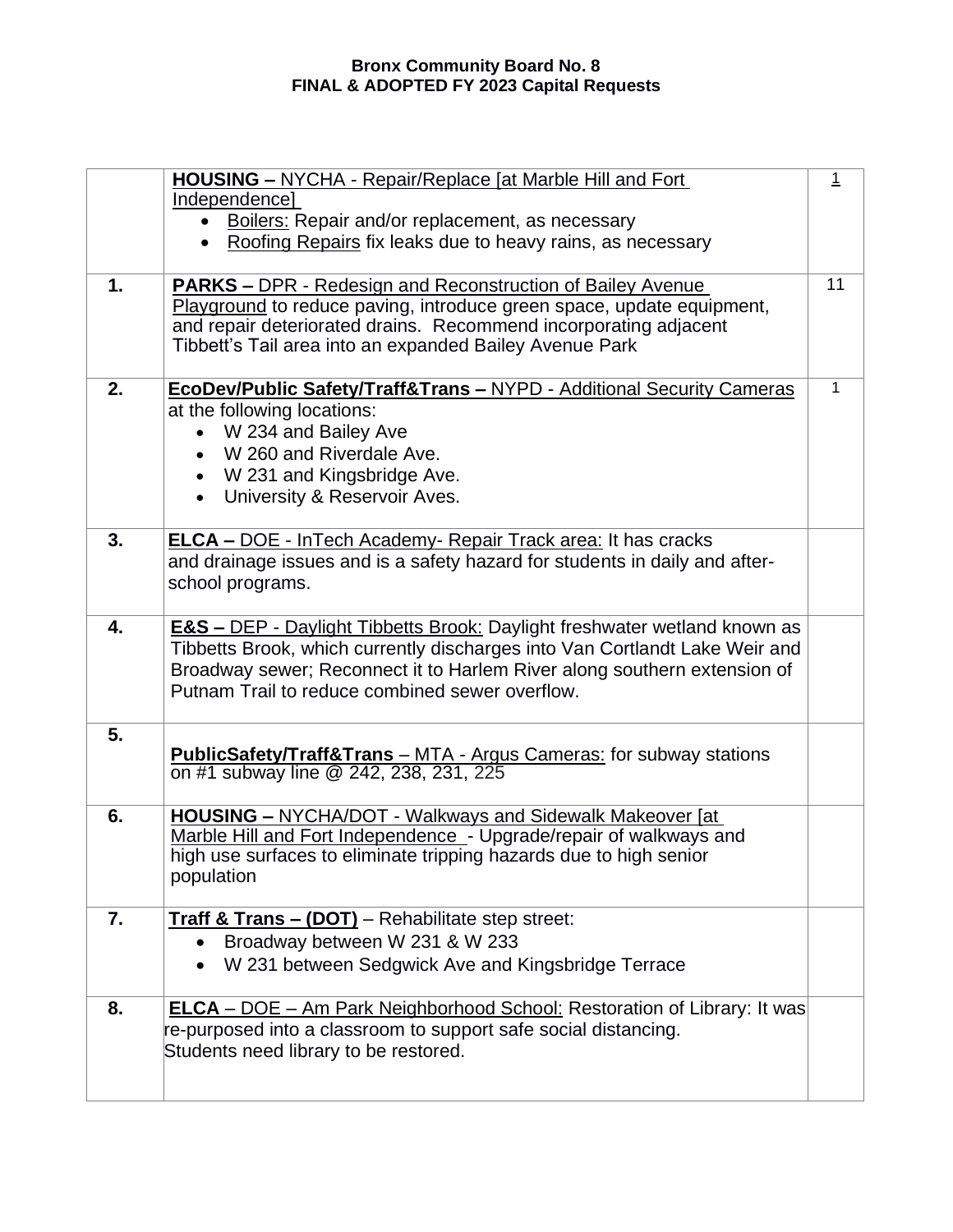**Bronx Community Board No. 8**
**FINAL & ADOPTED FY 2023 Capital Requests**

| | | |
|---|---|---|
| | **HOUSING –** NYCHA - Repair/Replace [at Marble Hill and Fort Independence]<br>• Boilers: Repair and/or replacement, as necessary<br>• Roofing Repairs fix leaks due to heavy rains, as necessary | 1 |
| **1.** | **PARKS –** DPR - Redesign and Reconstruction of Bailey Avenue Playground to reduce paving, introduce green space, update equipment, and repair deteriorated drains. Recommend incorporating adjacent Tibbett's Tail area into an expanded Bailey Avenue Park | 11 |
| **2.** | **EcoDev/Public Safety/Traff&Trans –** NYPD - Additional Security Cameras at the following locations:<br>• W 234 and Bailey Ave<br>• W 260 and Riverdale Ave.<br>• W 231 and Kingsbridge Ave.<br>• University & Reservoir Aves. | 1 |
| **3.** | **ELCA –** DOE - InTech Academy- Repair Track area: It has cracks and drainage issues and is a safety hazard for students in daily and after-school programs. | |
| **4.** | **E&S –** DEP - Daylight Tibbetts Brook: Daylight freshwater wetland known as Tibbetts Brook, which currently discharges into Van Cortlandt Lake Weir and Broadway sewer; Reconnect it to Harlem River along southern extension of Putnam Trail to reduce combined sewer overflow. | |
| **5.** | **PublicSafety/Traff&Trans** – MTA - Argus Cameras: for subway stations on #1 subway line @ 242, 238, 231, 225 | |
| **6.** | **HOUSING –** NYCHA/DOT - Walkways and Sidewalk Makeover [at Marble Hill and Fort Independence - Upgrade/repair of walkways and high use surfaces to eliminate tripping hazards due to high senior population | |
| **7.** | **Traff & Trans – (DOT)** – Rehabilitate step street:<br>• Broadway between W 231 & W 233<br>• W 231 between Sedgwick Ave and Kingsbridge Terrace | |
| **8.** | **ELCA** – DOE – Am Park Neighborhood School: Restoration of Library: It was re-purposed into a classroom to support safe social distancing. Students need library to be restored. | |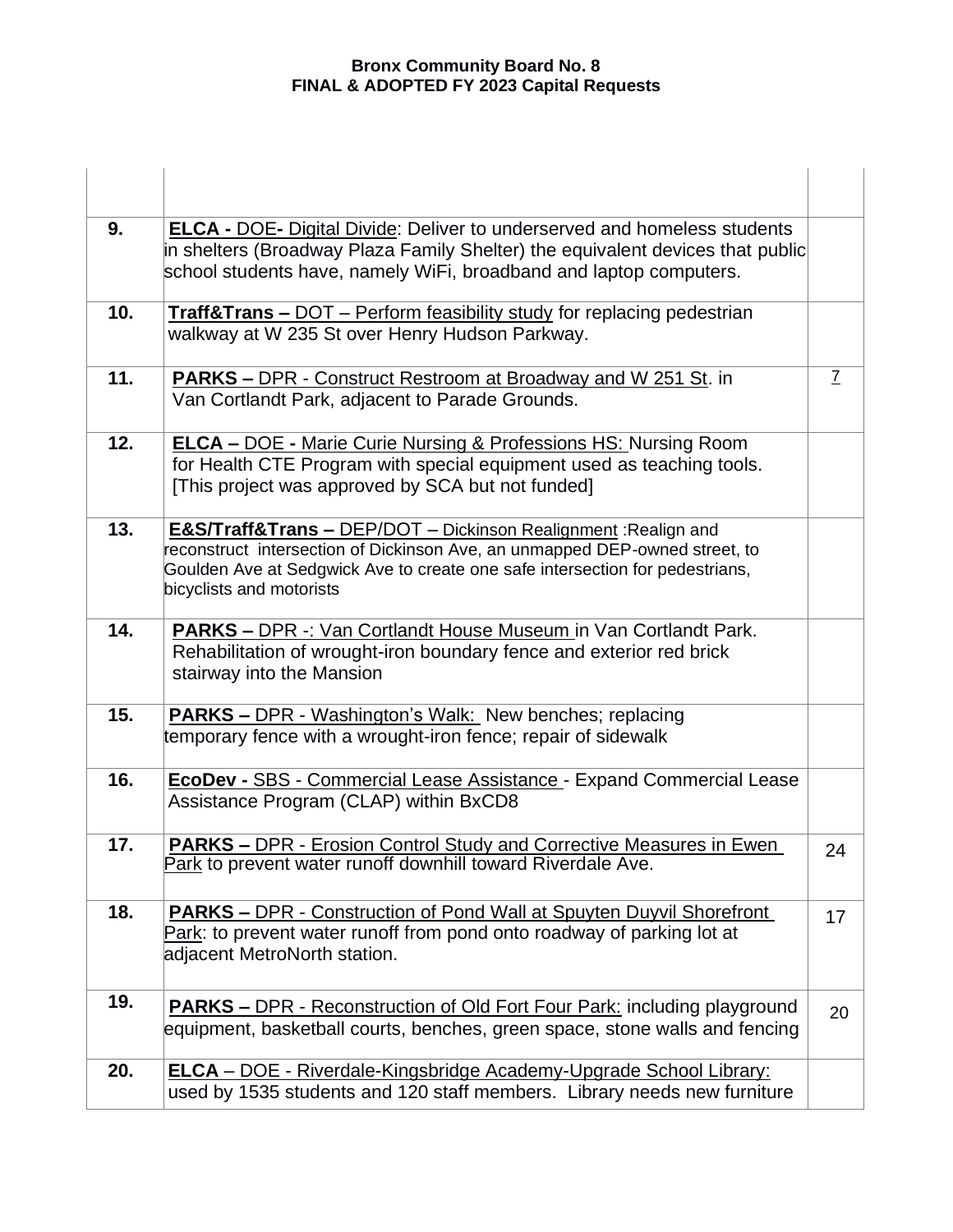# Bronx Community Board No. 8
## FINAL & ADOPTED FY 2023 Capital Requests

| | | |
|---|---|---|
| | | |
| 9. | **ELCA -** DOE- Digital Divide: Deliver to underserved and homeless students in shelters (Broadway Plaza Family Shelter) the equivalent devices that public school students have, namely WiFi, broadband and laptop computers. | |
| 10. | **Traff&Trans –** DOT – Perform feasibility study for replacing pedestrian walkway at W 235 St over Henry Hudson Parkway. | |
| 11. | **PARKS –** DPR - Construct Restroom at Broadway and W 251 St. in Van Cortlandt Park, adjacent to Parade Grounds. | 7 |
| 12. | **ELCA –** DOE - Marie Curie Nursing & Professions HS: Nursing Room for Health CTE Program with special equipment used as teaching tools. [This project was approved by SCA but not funded] | |
| 13. | **E&S/Traff&Trans –** DEP/DOT – Dickinson Realignment :Realign and reconstruct intersection of Dickinson Ave, an unmapped DEP-owned street, to Goulden Ave at Sedgwick Ave to create one safe intersection for pedestrians, bicyclists and motorists | |
| 14. | **PARKS –** DPR -: Van Cortlandt House Museum in Van Cortlandt Park. Rehabilitation of wrought-iron boundary fence and exterior red brick stairway into the Mansion | |
| 15. | **PARKS –** DPR - Washington's Walk: New benches; replacing temporary fence with a wrought-iron fence; repair of sidewalk | |
| 16. | **EcoDev -** SBS - Commercial Lease Assistance - Expand Commercial Lease Assistance Program (CLAP) within BxCD8 | |
| 17. | **PARKS –** DPR - Erosion Control Study and Corrective Measures in Ewen Park to prevent water runoff downhill toward Riverdale Ave. | 24 |
| 18. | **PARKS –** DPR - Construction of Pond Wall at Spuyten Duyvil Shorefront Park: to prevent water runoff from pond onto roadway of parking lot at adjacent MetroNorth station. | 17 |
| 19. | **PARKS –** DPR - Reconstruction of Old Fort Four Park: including playground equipment, basketball courts, benches, green space, stone walls and fencing | 20 |
| 20. | **ELCA** – DOE - Riverdale-Kingsbridge Academy-Upgrade School Library: used by 1535 students and 120 staff members. Library needs new furniture | |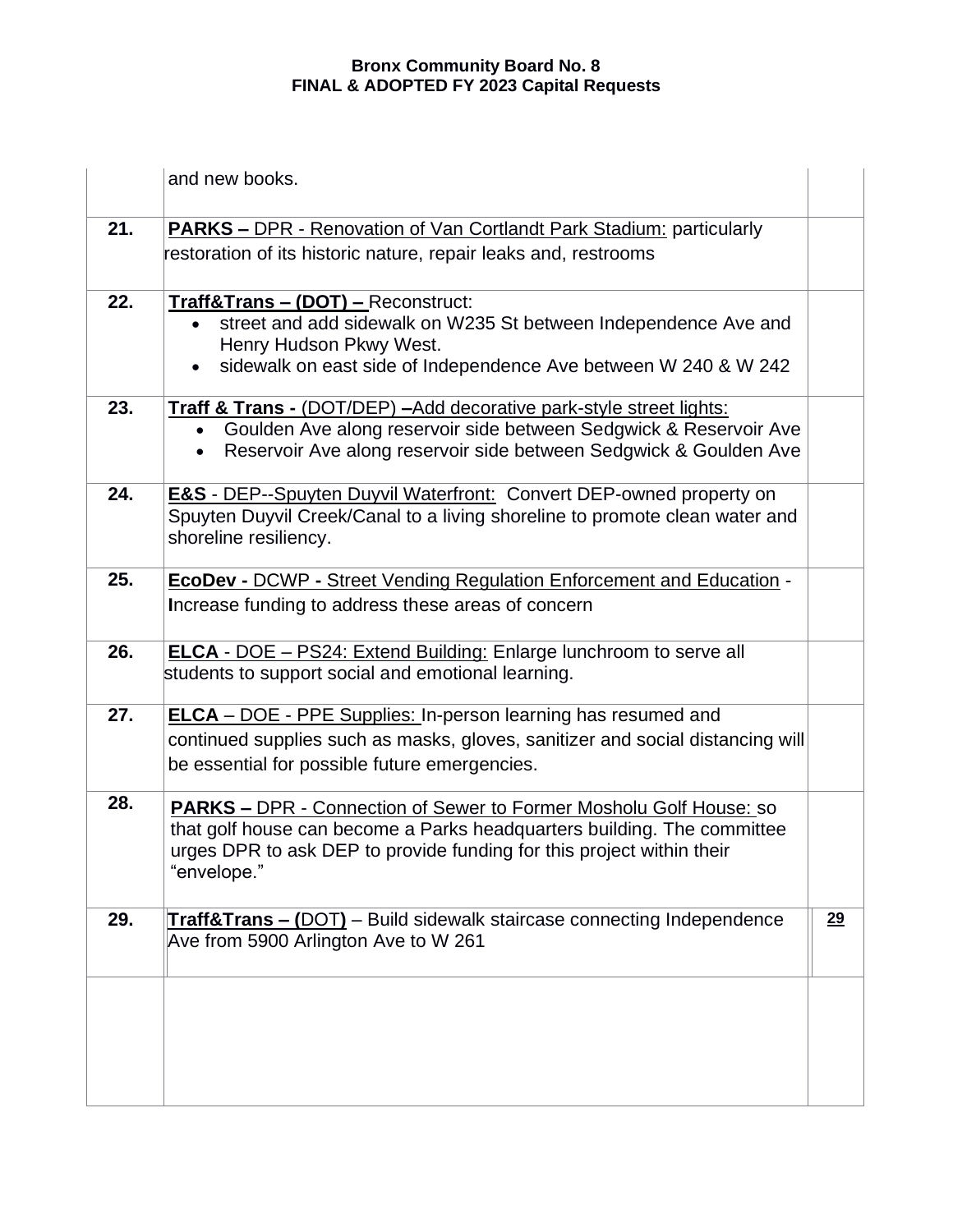**Bronx Community Board No. 8**
**FINAL & ADOPTED FY 2023 Capital Requests**

| | | |
|---|---|---|
| | and new books. | |
| **21.** | **PARKS –** DPR - Renovation of Van Cortlandt Park Stadium: particularly restoration of its historic nature, repair leaks and, restrooms | |
| **22.** | **Traff&Trans – (DOT) –** Reconstruct: <br>• street and add sidewalk on W235 St between Independence Ave and Henry Hudson Pkwy West. <br>• sidewalk on east side of Independence Ave between W 240 & W 242 | |
| **23.** | **Traff & Trans -** (DOT/DEP) **–**Add decorative park-style street lights: <br>• Goulden Ave along reservoir side between Sedgwick & Reservoir Ave <br>• Reservoir Ave along reservoir side between Sedgwick & Goulden Ave | |
| **24.** | **E&S** - DEP--Spuyten Duyvil Waterfront: Convert DEP-owned property on Spuyten Duyvil Creek/Canal to a living shoreline to promote clean water and shoreline resiliency. | |
| **25.** | **EcoDev -** DCWP **-** Street Vending Regulation Enforcement and Education - **I**ncrease funding to address these areas of concern | |
| **26.** | **ELCA** - DOE – PS24: Extend Building: Enlarge lunchroom to serve all students to support social and emotional learning. | |
| **27.** | **ELCA** – DOE - PPE Supplies: In-person learning has resumed and continued supplies such as masks, gloves, sanitizer and social distancing will be essential for possible future emergencies. | |
| **28.** | **PARKS –** DPR - Connection of Sewer to Former Mosholu Golf House: so that golf house can become a Parks headquarters building. The committee urges DPR to ask DEP to provide funding for this project within their "envelope." | |
| **29.** | **Traff&Trans – (**DOT**)** – Build sidewalk staircase connecting Independence Ave from 5900 Arlington Ave to W 261 | **29** |
| | | |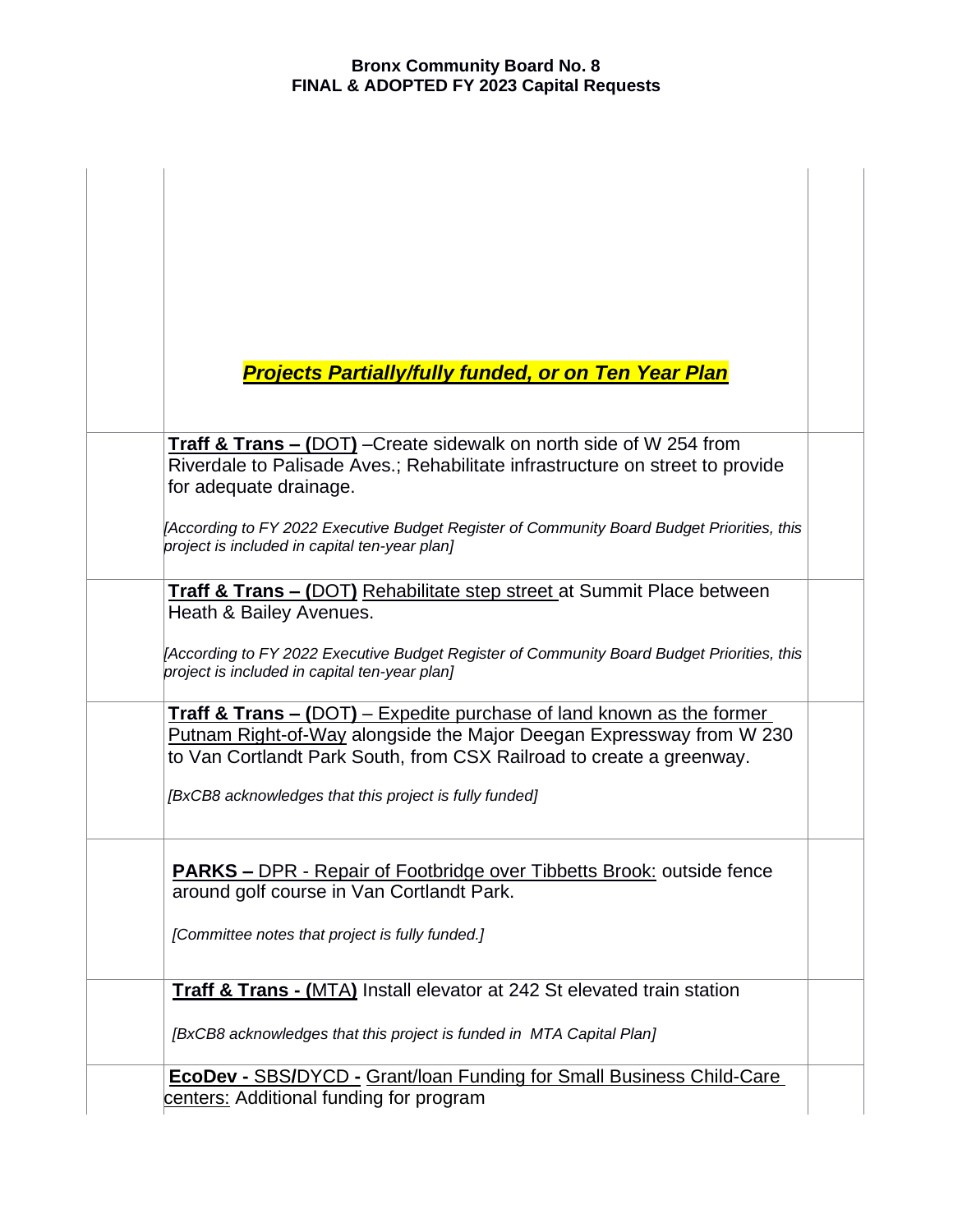***Projects Partially/fully funded, or on Ten Year Plan***

| | | |
|---|---|---|
| | **Traff & Trans – (**DOT**)** –Create sidewalk on north side of W 254 from Riverdale to Palisade Aves.; Rehabilitate infrastructure on street to provide for adequate drainage.<br><br>*[According to FY 2022 Executive Budget Register of Community Board Budget Priorities, this project is included in capital ten-year plan]* | |
| | **Traff & Trans – (**DOT**)** Rehabilitate step street at Summit Place between Heath & Bailey Avenues.<br><br>*[According to FY 2022 Executive Budget Register of Community Board Budget Priorities, this project is included in capital ten-year plan]* | |
| | **Traff & Trans – (**DOT**)** – Expedite purchase of land known as the former Putnam Right-of-Way alongside the Major Deegan Expressway from W 230 to Van Cortlandt Park South, from CSX Railroad to create a greenway.<br><br>*[BxCB8 acknowledges that this project is fully funded]* | |
| | **PARKS –** DPR - Repair of Footbridge over Tibbetts Brook: outside fence around golf course in Van Cortlandt Park.<br><br>*[Committee notes that project is fully funded.]* | |
| | **Traff & Trans - (**MTA**)** Install elevator at 242 St elevated train station<br><br>*[BxCB8 acknowledges that this project is funded in MTA Capital Plan]* | |
| | **EcoDev -** SBS**/**DYCD **-** Grant/loan Funding for Small Business Child-Care centers: Additional funding for program | |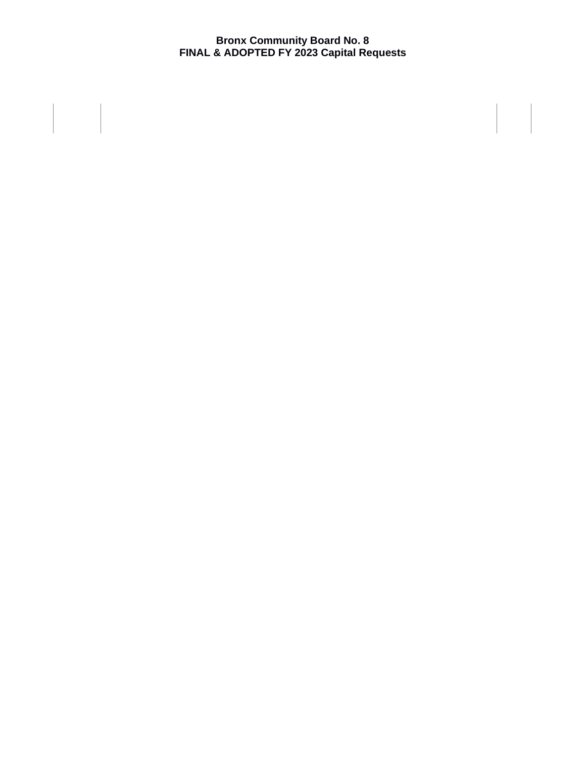**Bronx Community Board No. 8**
**FINAL & ADOPTED FY 2023 Capital Requests**